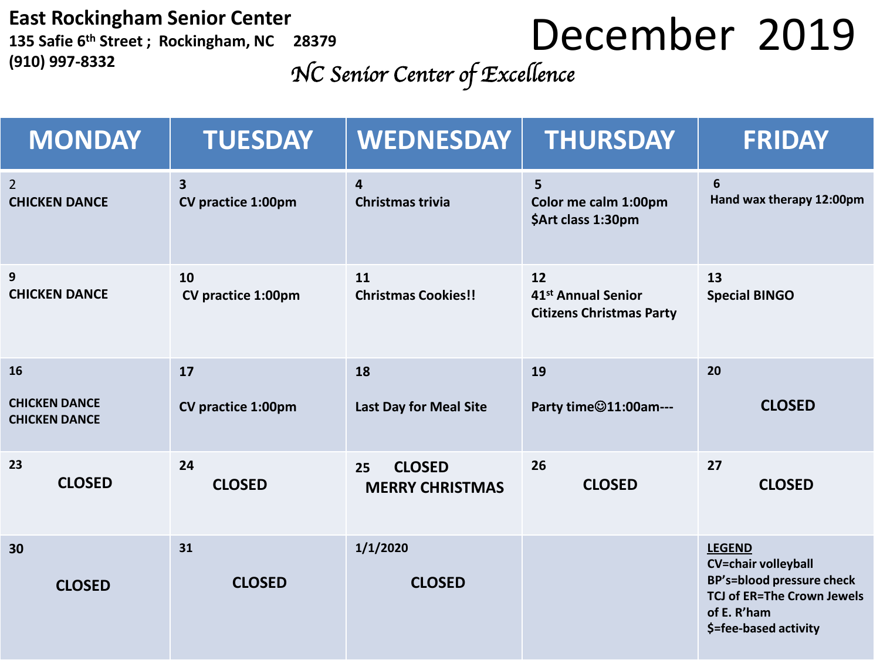# East Rockingham Senior Center

**135 Safie 6th Street ; Rockingham, NC 28379**
**(910) 997-8332**

*NC Senior Center of Excellence*

# December 2019

| MONDAY | TUESDAY | WEDNESDAY | THURSDAY | FRIDAY |
|---|---|---|---|---|
| 2<br>CHICKEN DANCE | 3<br>CV practice 1:00pm | 4<br>Christmas trivia | 5<br>Color me calm 1:00pm<br>$Art class 1:30pm | 6<br>Hand wax therapy 12:00pm |
| 9<br>CHICKEN DANCE | 10<br>CV practice 1:00pm | 11<br>Christmas Cookies!! | 12<br>41st Annual Senior Citizens Christmas Party | 13<br>Special BINGO |
| 16<br>CHICKEN DANCE<br>CHICKEN DANCE | 17<br>CV practice 1:00pm | 18<br>Last Day for Meal Site | 19<br>Party time☺11:00am--- | 20<br>CLOSED |
| 23<br>CLOSED | 24<br>CLOSED | 25 CLOSED<br>MERRY CHRISTMAS | 26<br>CLOSED | 27<br>CLOSED |
| 30<br>CLOSED | 31<br>CLOSED | 1/1/2020<br>CLOSED | | <u>LEGEND</u><br>CV=chair volleyball<br>BP's=blood pressure check<br>TCJ of ER=The Crown Jewels of E. R'ham<br>$=fee-based activity |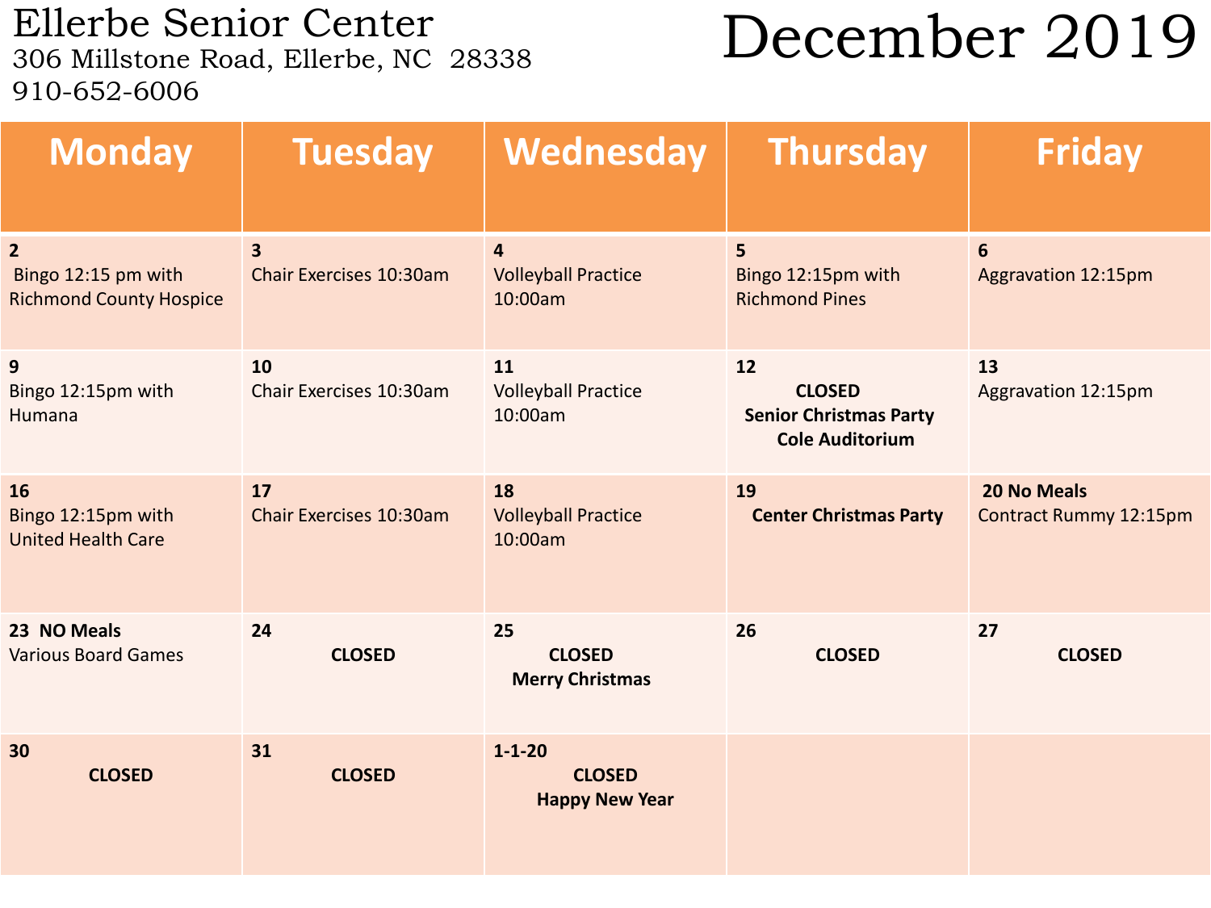# Ellerbe Senior Center

306 Millstone Road, Ellerbe, NC 28338
910-652-6006

# December 2019

| Monday | Tuesday | Wednesday | Thursday | Friday |
|---|---|---|---|---|
| 2<br>Bingo 12:15 pm with Richmond County Hospice | 3<br>Chair Exercises 10:30am | 4<br>Volleyball Practice 10:00am | 5<br>Bingo 12:15pm with Richmond Pines | 6<br>Aggravation 12:15pm |
| 9<br>Bingo 12:15pm with Humana | 10<br>Chair Exercises 10:30am | 11<br>Volleyball Practice 10:00am | 12<br>**CLOSED**<br>**Senior Christmas Party**<br>**Cole Auditorium** | 13<br>Aggravation 12:15pm |
| 16<br>Bingo 12:15pm with United Health Care | 17<br>Chair Exercises 10:30am | 18<br>Volleyball Practice 10:00am | 19<br>**Center Christmas Party** | 20 **No Meals**<br>Contract Rummy 12:15pm |
| 23 **NO Meals**<br>Various Board Games | 24<br>**CLOSED** | 25<br>**CLOSED**<br>**Merry Christmas** | 26<br>**CLOSED** | 27<br>**CLOSED** |
| 30<br>**CLOSED** | 31<br>**CLOSED** | 1-1-20<br>**CLOSED**<br>**Happy New Year** | | |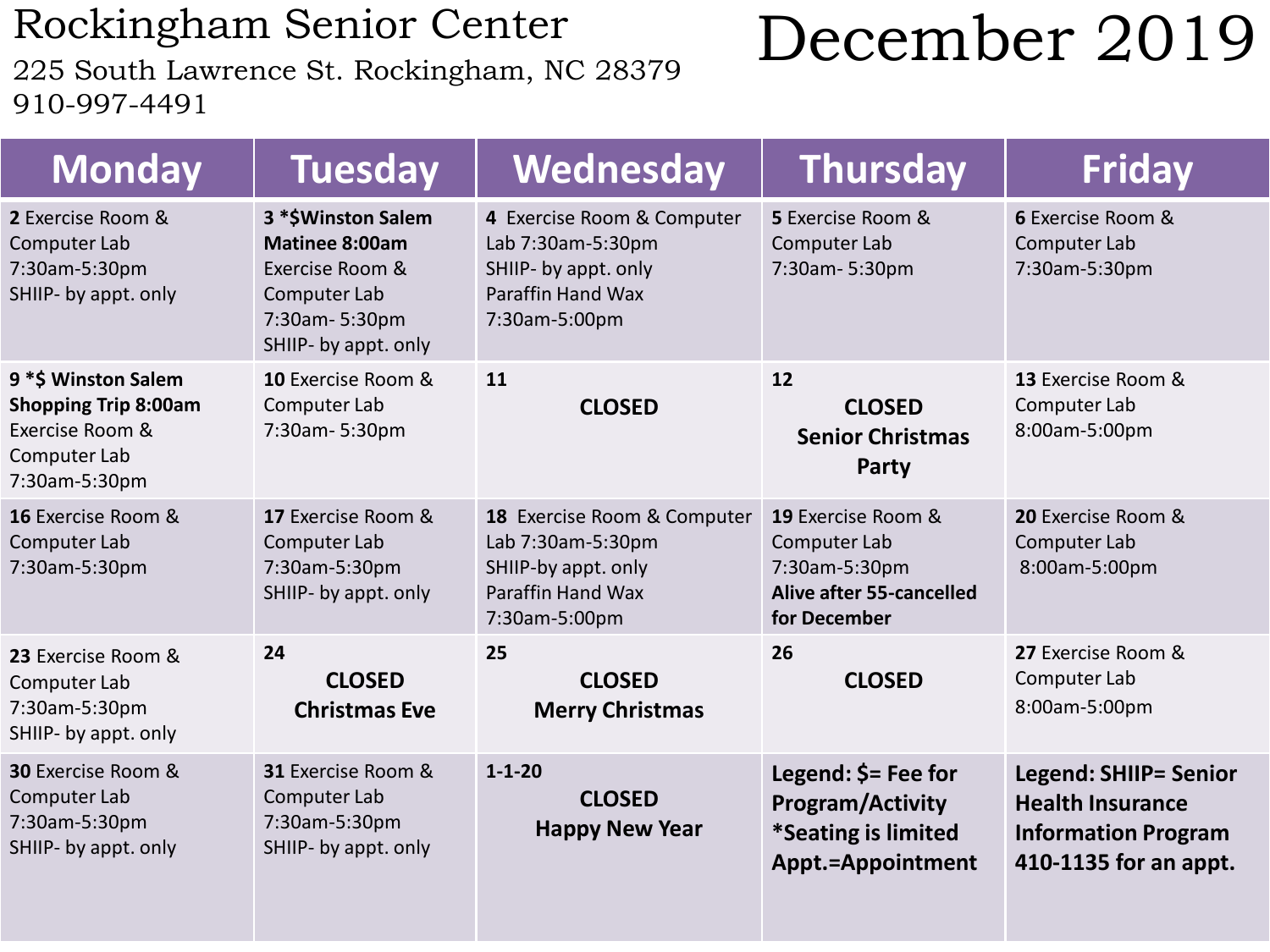# Rockingham Senior Center

225 South Lawrence St. Rockingham, NC 28379
910-997-4491

# December 2019

| Monday | Tuesday | Wednesday | Thursday | Friday |
|---|---|---|---|---|
| **2** Exercise Room & Computer Lab 7:30am-5:30pm SHIIP- by appt. only | **3 *$Winston Salem Matinee 8:00am** Exercise Room & Computer Lab 7:30am- 5:30pm SHIIP- by appt. only | **4** Exercise Room & Computer Lab 7:30am-5:30pm SHIIP- by appt. only Paraffin Hand Wax 7:30am-5:00pm | **5** Exercise Room & Computer Lab 7:30am- 5:30pm | **6** Exercise Room & Computer Lab 7:30am-5:30pm |
| **9 *$ Winston Salem Shopping Trip 8:00am** Exercise Room & Computer Lab 7:30am-5:30pm | **10** Exercise Room & Computer Lab 7:30am- 5:30pm | **11** **CLOSED** | **12** **CLOSED Senior Christmas Party** | **13** Exercise Room & Computer Lab 8:00am-5:00pm |
| **16** Exercise Room & Computer Lab 7:30am-5:30pm | **17** Exercise Room & Computer Lab 7:30am-5:30pm SHIIP- by appt. only | **18** Exercise Room & Computer Lab 7:30am-5:30pm SHIIP-by appt. only Paraffin Hand Wax 7:30am-5:00pm | **19** Exercise Room & Computer Lab 7:30am-5:30pm **Alive after 55-cancelled for December** | **20** Exercise Room & Computer Lab 8:00am-5:00pm |
| **23** Exercise Room & Computer Lab 7:30am-5:30pm SHIIP- by appt. only | **24** **CLOSED Christmas Eve** | **25** **CLOSED Merry Christmas** | **26** **CLOSED** | **27** Exercise Room & Computer Lab 8:00am-5:00pm |
| **30** Exercise Room & Computer Lab 7:30am-5:30pm SHIIP- by appt. only | **31** Exercise Room & Computer Lab 7:30am-5:30pm SHIIP- by appt. only | **1-1-20** **CLOSED Happy New Year** | **Legend: $= Fee for Program/Activity *Seating is limited Appt.=Appointment** | **Legend: SHIIP= Senior Health Insurance Information Program 410-1135 for an appt.** |